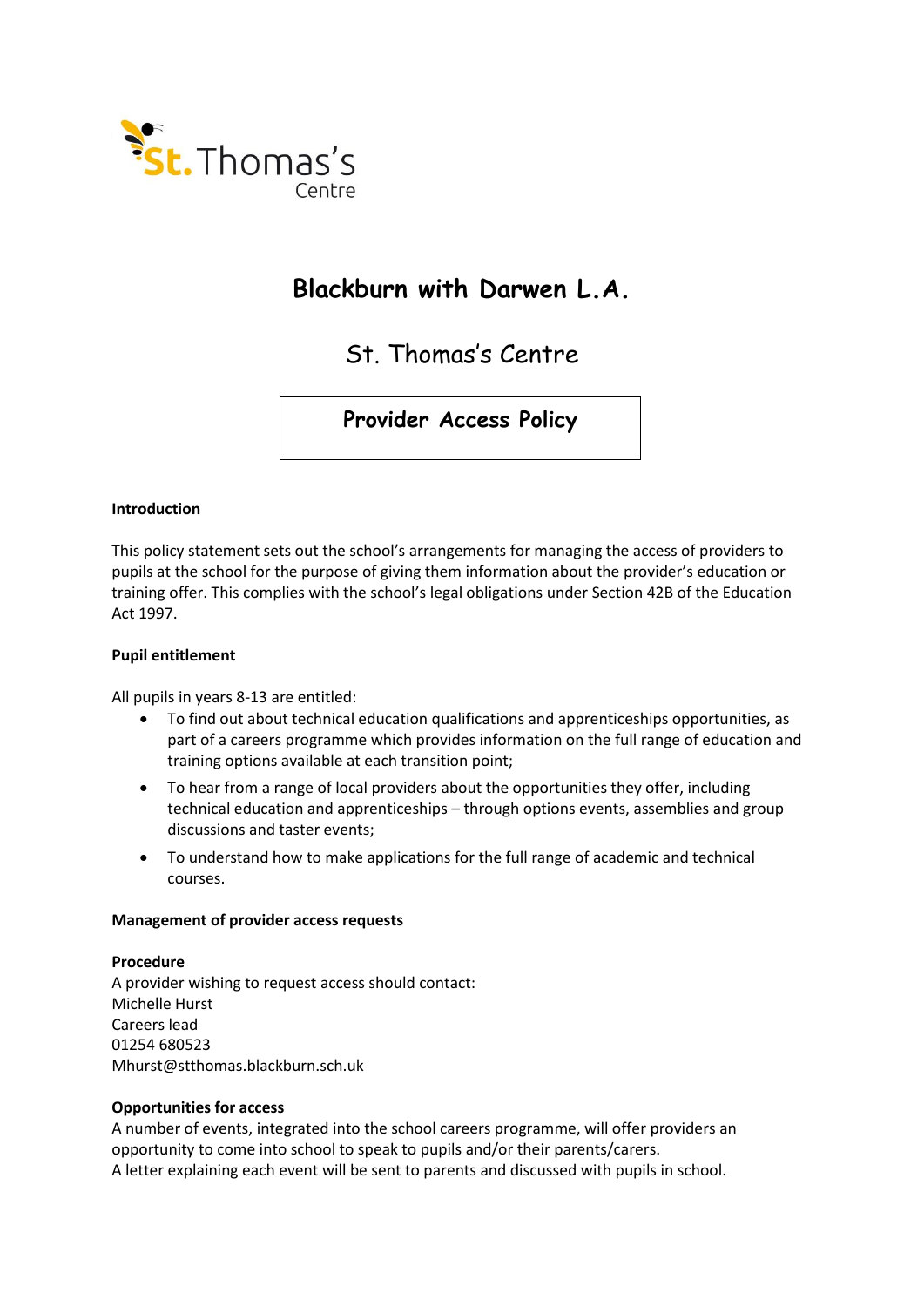St. Thomas's Centre

# Blackburn with Darwen L.A.

## St. Thomas's Centre

### Provider Access Policy

**Introduction**

This policy statement sets out the school's arrangements for managing the access of providers to pupils at the school for the purpose of giving them information about the provider's education or training offer. This complies with the school's legal obligations under Section 42B of the Education Act 1997.

**Pupil entitlement**

All pupils in years 8-13 are entitled:

- To find out about technical education qualifications and apprenticeships opportunities, as part of a careers programme which provides information on the full range of education and training options available at each transition point;
- To hear from a range of local providers about the opportunities they offer, including technical education and apprenticeships – through options events, assemblies and group discussions and taster events;
- To understand how to make applications for the full range of academic and technical courses.

**Management of provider access requests**

**Procedure**

A provider wishing to request access should contact:
Michelle Hurst
Careers lead
01254 680523
Mhurst@stthomas.blackburn.sch.uk

**Opportunities for access**

A number of events, integrated into the school careers programme, will offer providers an opportunity to come into school to speak to pupils and/or their parents/carers.
A letter explaining each event will be sent to parents and discussed with pupils in school.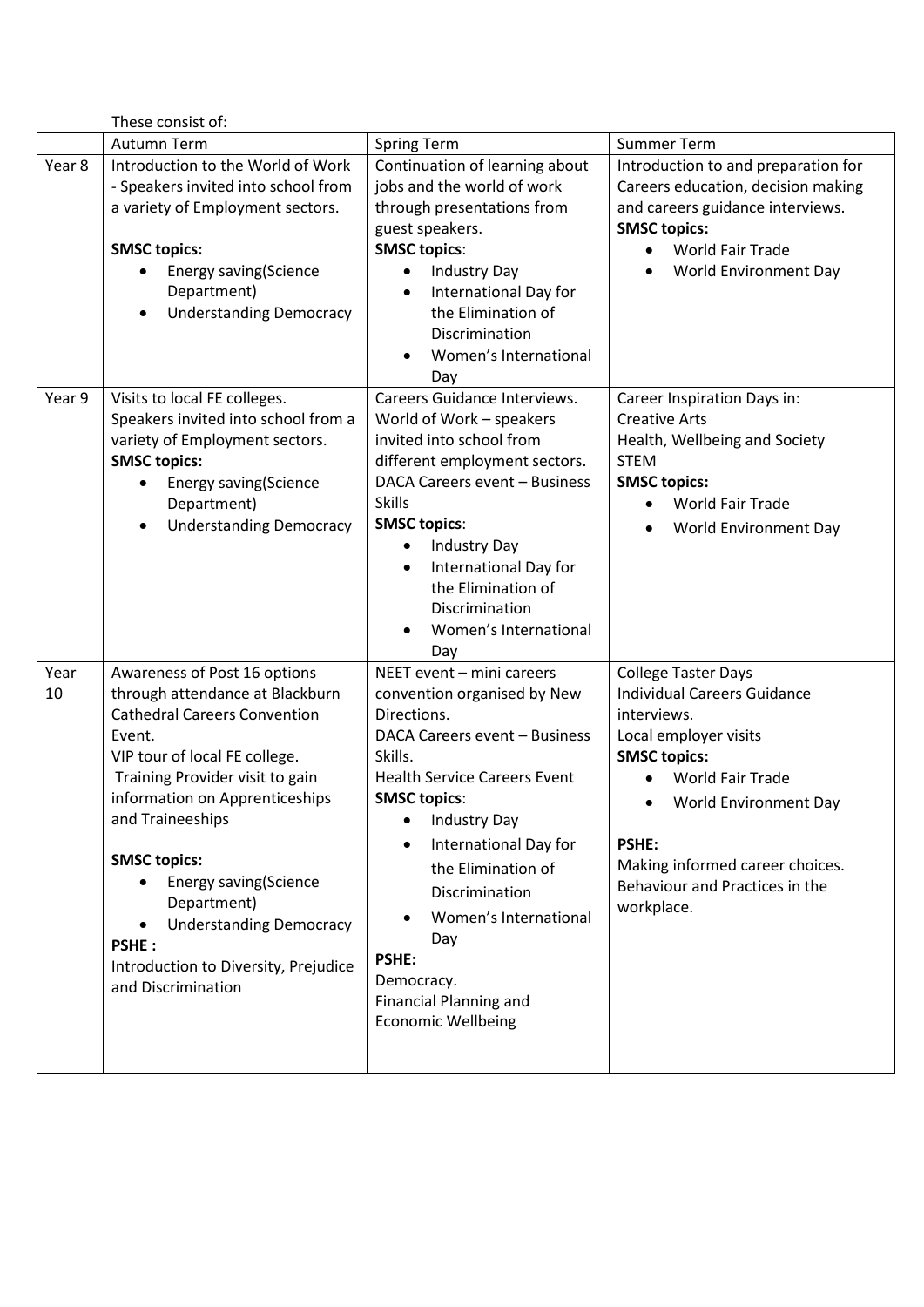These consist of:

| | Autumn Term | Spring Term | Summer Term |
|---|---|---|---|
| Year 8 | Introduction to the World of Work - Speakers invited into school from a variety of Employment sectors.<br><br>**SMSC topics:**<br>• Energy saving(Science Department)<br>• Understanding Democracy | Continuation of learning about jobs and the world of work through presentations from guest speakers.<br>**SMSC topics**:<br>• Industry Day<br>• International Day for the Elimination of Discrimination<br>• Women's International Day | Introduction to and preparation for Careers education, decision making and careers guidance interviews.<br>**SMSC topics:**<br>• World Fair Trade<br>• World Environment Day |
| Year 9 | Visits to local FE colleges.<br>Speakers invited into school from a variety of Employment sectors.<br>**SMSC topics:**<br>• Energy saving(Science Department)<br>• Understanding Democracy | Careers Guidance Interviews.<br>World of Work – speakers invited into school from different employment sectors.<br>DACA Careers event – Business Skills<br>**SMSC topics**:<br>• Industry Day<br>• International Day for the Elimination of Discrimination<br>• Women's International Day | Career Inspiration Days in:<br>Creative Arts<br>Health, Wellbeing and Society<br>STEM<br>**SMSC topics:**<br>• World Fair Trade<br>• World Environment Day |
| Year 10 | Awareness of Post 16 options through attendance at Blackburn Cathedral Careers Convention Event.<br>VIP tour of local FE college.<br>Training Provider visit to gain information on Apprenticeships and Traineeships<br><br>**SMSC topics:**<br>• Energy saving(Science Department)<br>• Understanding Democracy<br>**PSHE :**<br>Introduction to Diversity, Prejudice and Discrimination | NEET event – mini careers convention organised by New Directions.<br>DACA Careers event – Business Skills.<br>Health Service Careers Event<br>**SMSC topics**:<br>• Industry Day<br>• International Day for the Elimination of Discrimination<br>• Women's International Day<br>**PSHE:**<br>Democracy.<br>Financial Planning and Economic Wellbeing | College Taster Days<br>Individual Careers Guidance interviews.<br>Local employer visits<br>**SMSC topics:**<br>• World Fair Trade<br>• World Environment Day<br><br>**PSHE:**<br>Making informed career choices.<br>Behaviour and Practices in the workplace. |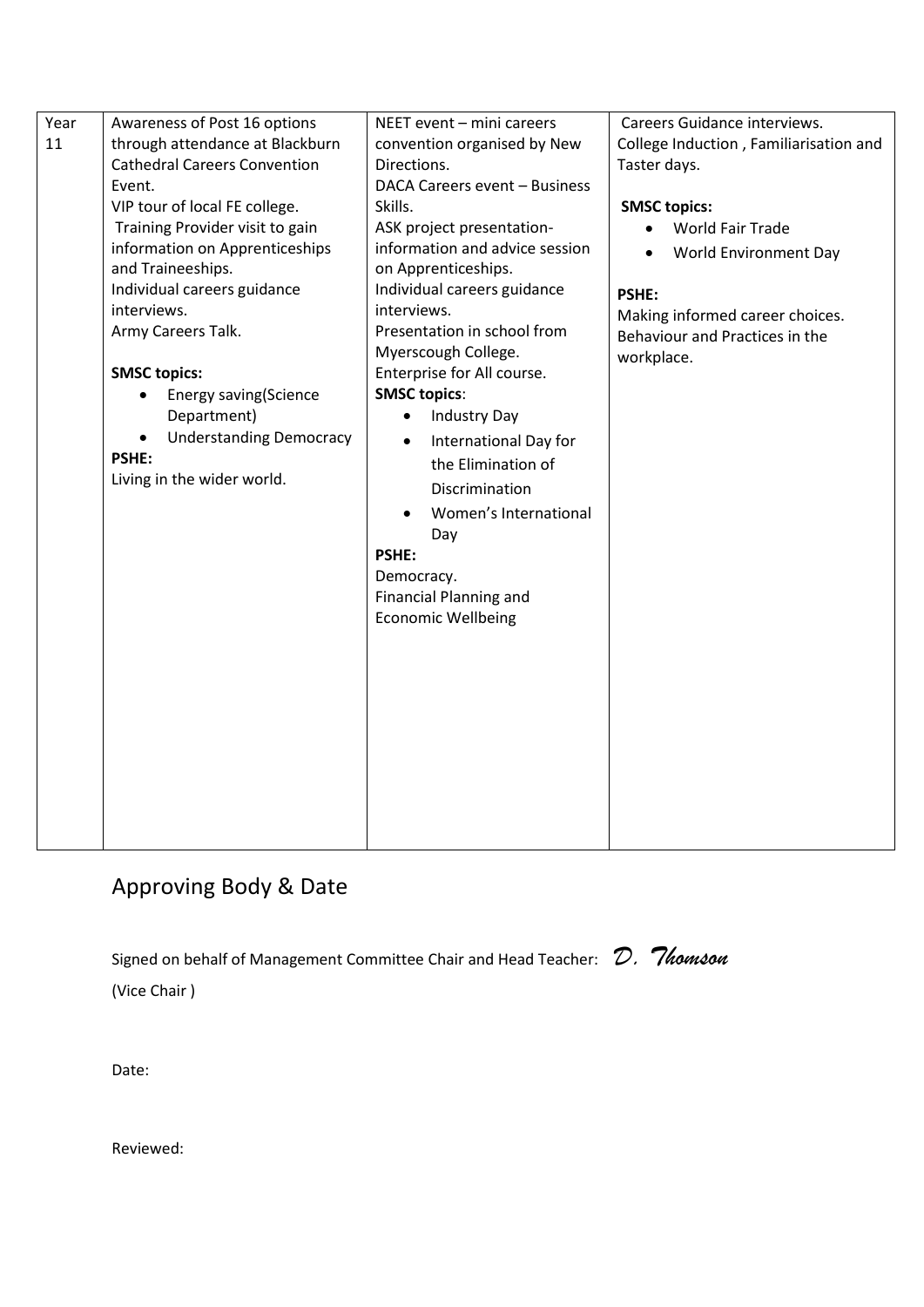| | | | |
|---|---|---|---|
| Year 11 | Awareness of Post 16 options through attendance at Blackburn Cathedral Careers Convention Event.<br>VIP tour of local FE college.<br>Training Provider visit to gain information on Apprenticeships and Traineeships.<br>Individual careers guidance interviews.<br>Army Careers Talk.<br><br>**SMSC topics:**<br>• Energy saving(Science Department)<br>• Understanding Democracy<br>**PSHE:**<br>Living in the wider world. | NEET event – mini careers convention organised by New Directions.<br>DACA Careers event – Business Skills.<br>ASK project presentation- information and advice session on Apprenticeships.<br>Individual careers guidance interviews.<br>Presentation in school from Myerscough College.<br>Enterprise for All course.<br>**SMSC topics**:<br>• Industry Day<br>• International Day for the Elimination of Discrimination<br>• Women's International Day<br>**PSHE:**<br>Democracy.<br>Financial Planning and Economic Wellbeing | Careers Guidance interviews.<br>College Induction , Familiarisation and Taster days.<br><br>**SMSC topics:**<br>• World Fair Trade<br>• World Environment Day<br><br>**PSHE:**<br>Making informed career choices.<br>Behaviour and Practices in the workplace. |

## Approving Body & Date

Signed on behalf of Management Committee Chair and Head Teacher: *D. Thomson*

(Vice Chair )

Date:

Reviewed: